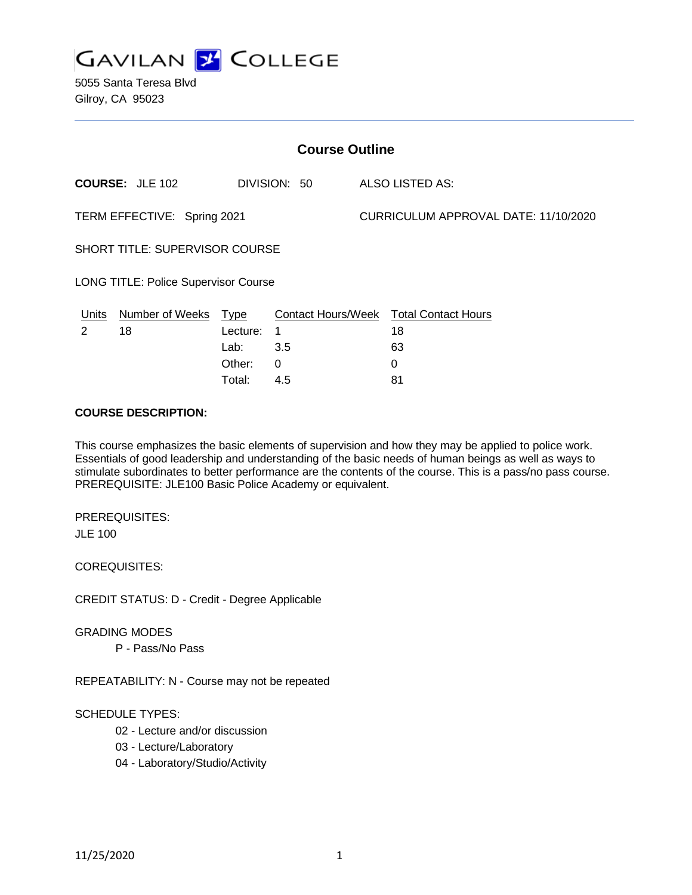GAVILAN COLLEGE

5055 Santa Teresa Blvd
Gilroy, CA 95023

## Course Outline

**COURSE:** JLE 102 DIVISION: 50 ALSO LISTED AS:

TERM EFFECTIVE: Spring 2021 CURRICULUM APPROVAL DATE: 11/10/2020

SHORT TITLE: SUPERVISOR COURSE

LONG TITLE: Police Supervisor Course

| Units | Number of Weeks | Type | Contact Hours/Week | Total Contact Hours |
|---|---|---|---|---|
| 2 | 18 | Lecture: | 1 | 18 |
| | | Lab: | 3.5 | 63 |
| | | Other: | 0 | 0 |
| | | Total: | 4.5 | 81 |

**COURSE DESCRIPTION:**

This course emphasizes the basic elements of supervision and how they may be applied to police work. Essentials of good leadership and understanding of the basic needs of human beings as well as ways to stimulate subordinates to better performance are the contents of the course. This is a pass/no pass course. PREREQUISITE: JLE100 Basic Police Academy or equivalent.

PREREQUISITES:

JLE 100

COREQUISITES:

CREDIT STATUS: D - Credit - Degree Applicable

GRADING MODES

- P - Pass/No Pass

REPEATABILITY: N - Course may not be repeated

SCHEDULE TYPES:

- 02 - Lecture and/or discussion
- 03 - Lecture/Laboratory
- 04 - Laboratory/Studio/Activity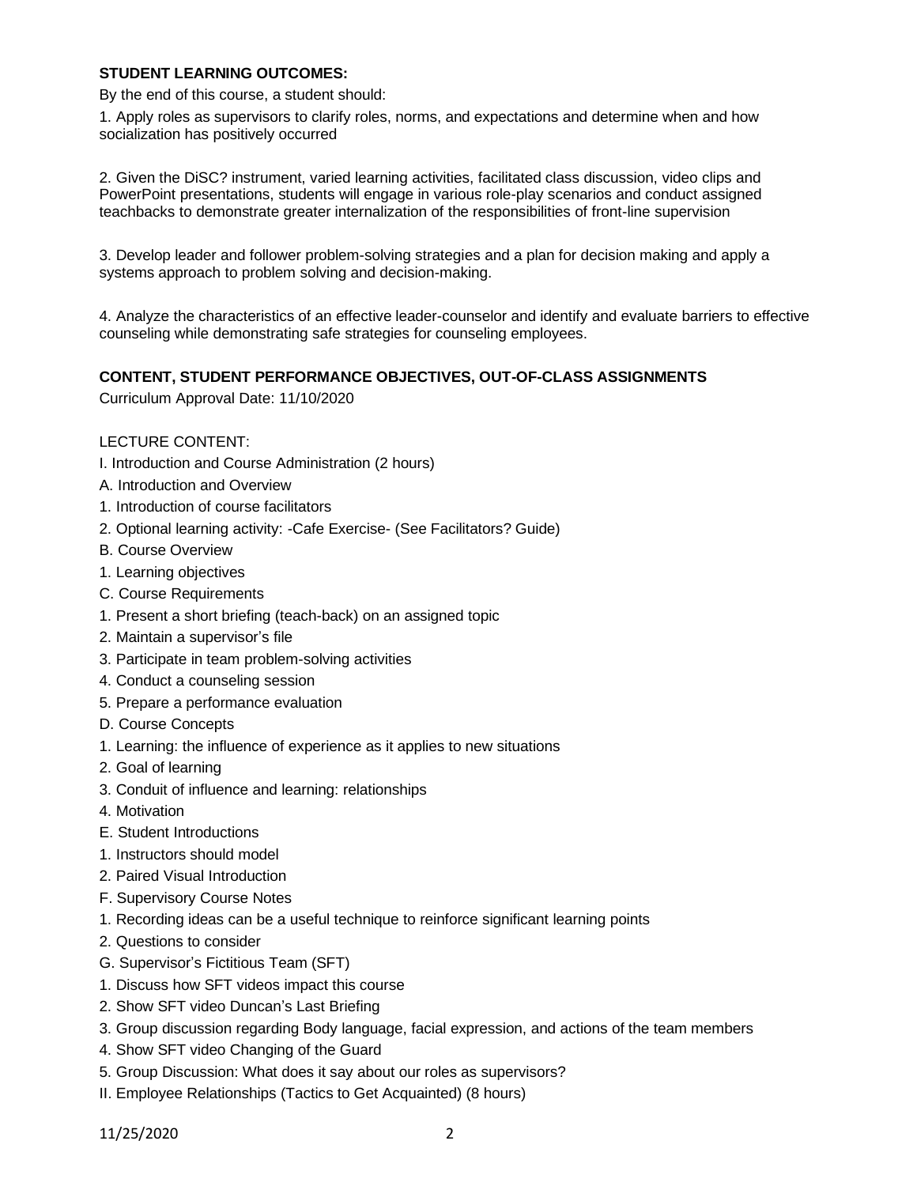**STUDENT LEARNING OUTCOMES:**

By the end of this course, a student should:

1. Apply roles as supervisors to clarify roles, norms, and expectations and determine when and how socialization has positively occurred

2. Given the DiSC? instrument, varied learning activities, facilitated class discussion, video clips and PowerPoint presentations, students will engage in various role-play scenarios and conduct assigned teachbacks to demonstrate greater internalization of the responsibilities of front-line supervision

3. Develop leader and follower problem-solving strategies and a plan for decision making and apply a systems approach to problem solving and decision-making.

4. Analyze the characteristics of an effective leader-counselor and identify and evaluate barriers to effective counseling while demonstrating safe strategies for counseling employees.

**CONTENT, STUDENT PERFORMANCE OBJECTIVES, OUT-OF-CLASS ASSIGNMENTS**

Curriculum Approval Date: 11/10/2020

LECTURE CONTENT:

I. Introduction and Course Administration (2 hours)

A. Introduction and Overview

1. Introduction of course facilitators

2. Optional learning activity: -Cafe Exercise- (See Facilitators? Guide)

B. Course Overview

1. Learning objectives

C. Course Requirements

1. Present a short briefing (teach-back) on an assigned topic

2. Maintain a supervisor's file

3. Participate in team problem-solving activities

4. Conduct a counseling session

5. Prepare a performance evaluation

D. Course Concepts

1. Learning: the influence of experience as it applies to new situations

2. Goal of learning

3. Conduit of influence and learning: relationships

4. Motivation

E. Student Introductions

1. Instructors should model

2. Paired Visual Introduction

F. Supervisory Course Notes

1. Recording ideas can be a useful technique to reinforce significant learning points

2. Questions to consider

G. Supervisor's Fictitious Team (SFT)

1. Discuss how SFT videos impact this course

2. Show SFT video Duncan's Last Briefing

3. Group discussion regarding Body language, facial expression, and actions of the team members

4. Show SFT video Changing of the Guard

5. Group Discussion: What does it say about our roles as supervisors?

II. Employee Relationships (Tactics to Get Acquainted) (8 hours)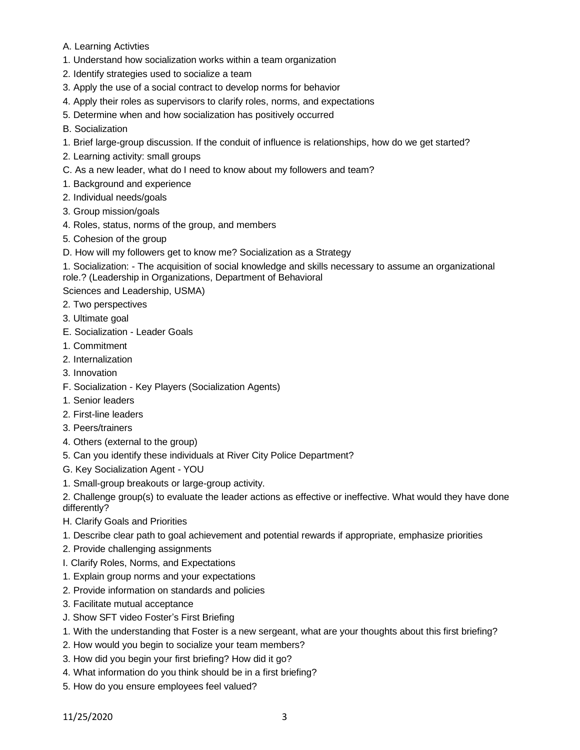A. Learning Activties

1. Understand how socialization works within a team organization
2. Identify strategies used to socialize a team
3. Apply the use of a social contract to develop norms for behavior
4. Apply their roles as supervisors to clarify roles, norms, and expectations
5. Determine when and how socialization has positively occurred

B. Socialization

1. Brief large-group discussion. If the conduit of influence is relationships, how do we get started?
2. Learning activity: small groups

C. As a new leader, what do I need to know about my followers and team?

1. Background and experience
2. Individual needs/goals
3. Group mission/goals
4. Roles, status, norms of the group, and members
5. Cohesion of the group

D. How will my followers get to know me? Socialization as a Strategy

1. Socialization: - The acquisition of social knowledge and skills necessary to assume an organizational role.? (Leadership in Organizations, Department of Behavioral Sciences and Leadership, USMA)
2. Two perspectives
3. Ultimate goal

E. Socialization - Leader Goals

1. Commitment
2. Internalization
3. Innovation

F. Socialization - Key Players (Socialization Agents)

1. Senior leaders
2. First-line leaders
3. Peers/trainers
4. Others (external to the group)
5. Can you identify these individuals at River City Police Department?

G. Key Socialization Agent - YOU

1. Small-group breakouts or large-group activity.
2. Challenge group(s) to evaluate the leader actions as effective or ineffective. What would they have done differently?

H. Clarify Goals and Priorities

1. Describe clear path to goal achievement and potential rewards if appropriate, emphasize priorities
2. Provide challenging assignments

I. Clarify Roles, Norms, and Expectations

1. Explain group norms and your expectations
2. Provide information on standards and policies
3. Facilitate mutual acceptance

J. Show SFT video Foster's First Briefing

1. With the understanding that Foster is a new sergeant, what are your thoughts about this first briefing?
2. How would you begin to socialize your team members?
3. How did you begin your first briefing? How did it go?
4. What information do you think should be in a first briefing?
5. How do you ensure employees feel valued?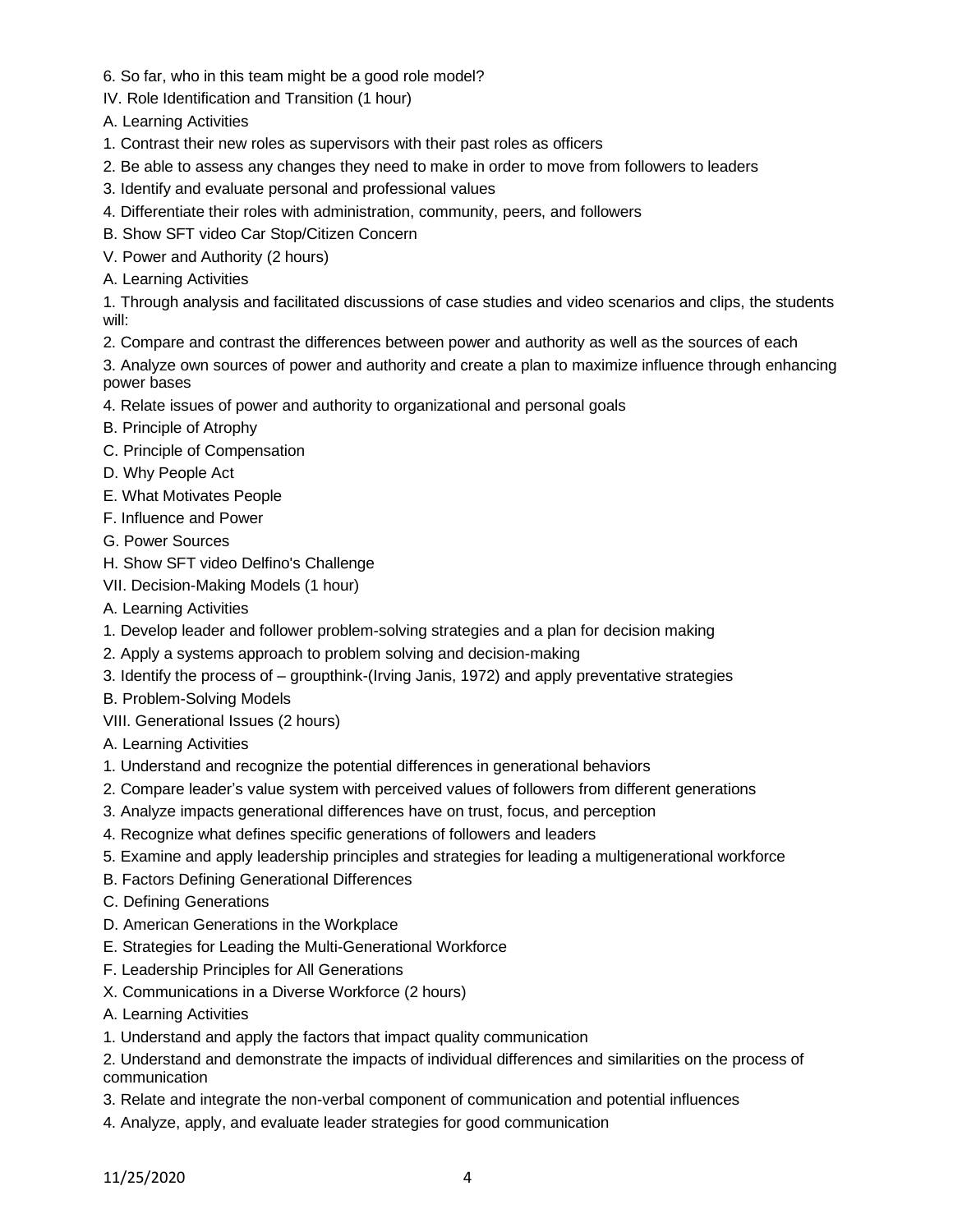6. So far, who in this team might be a good role model?

IV. Role Identification and Transition (1 hour)

A. Learning Activities

1. Contrast their new roles as supervisors with their past roles as officers
2. Be able to assess any changes they need to make in order to move from followers to leaders
3. Identify and evaluate personal and professional values
4. Differentiate their roles with administration, community, peers, and followers

B. Show SFT video Car Stop/Citizen Concern

V. Power and Authority (2 hours)

A. Learning Activities

1. Through analysis and facilitated discussions of case studies and video scenarios and clips, the students will:
2. Compare and contrast the differences between power and authority as well as the sources of each
3. Analyze own sources of power and authority and create a plan to maximize influence through enhancing power bases
4. Relate issues of power and authority to organizational and personal goals

B. Principle of Atrophy

C. Principle of Compensation

D. Why People Act

E. What Motivates People

F. Influence and Power

G. Power Sources

H. Show SFT video Delfino's Challenge

VII. Decision-Making Models (1 hour)

A. Learning Activities

1. Develop leader and follower problem-solving strategies and a plan for decision making
2. Apply a systems approach to problem solving and decision-making
3. Identify the process of – groupthink-(Irving Janis, 1972) and apply preventative strategies

B. Problem-Solving Models

VIII. Generational Issues (2 hours)

A. Learning Activities

1. Understand and recognize the potential differences in generational behaviors
2. Compare leader's value system with perceived values of followers from different generations
3. Analyze impacts generational differences have on trust, focus, and perception
4. Recognize what defines specific generations of followers and leaders
5. Examine and apply leadership principles and strategies for leading a multigenerational workforce

B. Factors Defining Generational Differences

C. Defining Generations

D. American Generations in the Workplace

E. Strategies for Leading the Multi-Generational Workforce

F. Leadership Principles for All Generations

X. Communications in a Diverse Workforce (2 hours)

A. Learning Activities

1. Understand and apply the factors that impact quality communication
2. Understand and demonstrate the impacts of individual differences and similarities on the process of communication
3. Relate and integrate the non-verbal component of communication and potential influences
4. Analyze, apply, and evaluate leader strategies for good communication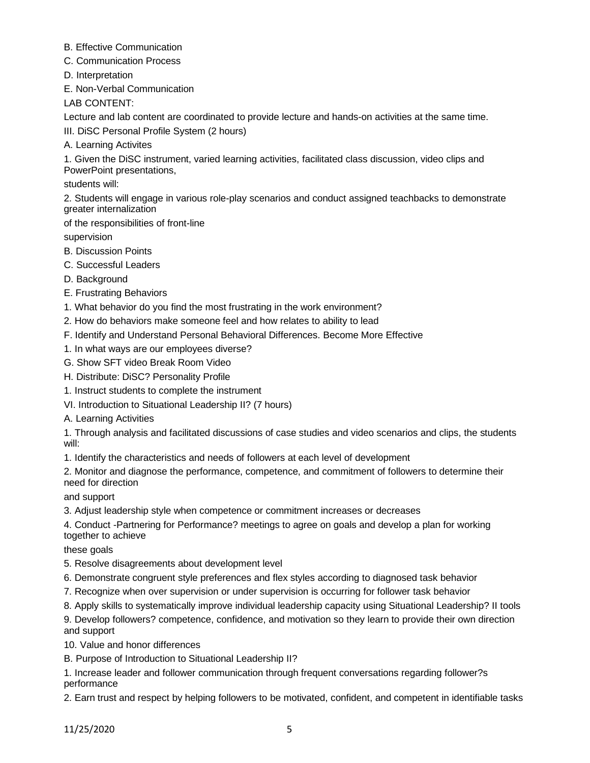B. Effective Communication

C. Communication Process

D. Interpretation

E. Non-Verbal Communication

LAB CONTENT:

Lecture and lab content are coordinated to provide lecture and hands-on activities at the same time.

III. DiSC Personal Profile System (2 hours)

A. Learning Activites

1. Given the DiSC instrument, varied learning activities, facilitated class discussion, video clips and PowerPoint presentations,

students will:

2. Students will engage in various role-play scenarios and conduct assigned teachbacks to demonstrate greater internalization

of the responsibilities of front-line

supervision

B. Discussion Points

C. Successful Leaders

D. Background

E. Frustrating Behaviors

1. What behavior do you find the most frustrating in the work environment?

2. How do behaviors make someone feel and how relates to ability to lead

F. Identify and Understand Personal Behavioral Differences. Become More Effective

1. In what ways are our employees diverse?

G. Show SFT video Break Room Video

H. Distribute: DiSC? Personality Profile

1. Instruct students to complete the instrument

VI. Introduction to Situational Leadership II? (7 hours)

A. Learning Activities

1. Through analysis and facilitated discussions of case studies and video scenarios and clips, the students will:

1. Identify the characteristics and needs of followers at each level of development

2. Monitor and diagnose the performance, competence, and commitment of followers to determine their need for direction

and support

3. Adjust leadership style when competence or commitment increases or decreases

4. Conduct -Partnering for Performance? meetings to agree on goals and develop a plan for working together to achieve

these goals

5. Resolve disagreements about development level

6. Demonstrate congruent style preferences and flex styles according to diagnosed task behavior

7. Recognize when over supervision or under supervision is occurring for follower task behavior

8. Apply skills to systematically improve individual leadership capacity using Situational Leadership? II tools

9. Develop followers? competence, confidence, and motivation so they learn to provide their own direction and support

10. Value and honor differences

B. Purpose of Introduction to Situational Leadership II?

1. Increase leader and follower communication through frequent conversations regarding follower?s performance

2. Earn trust and respect by helping followers to be motivated, confident, and competent in identifiable tasks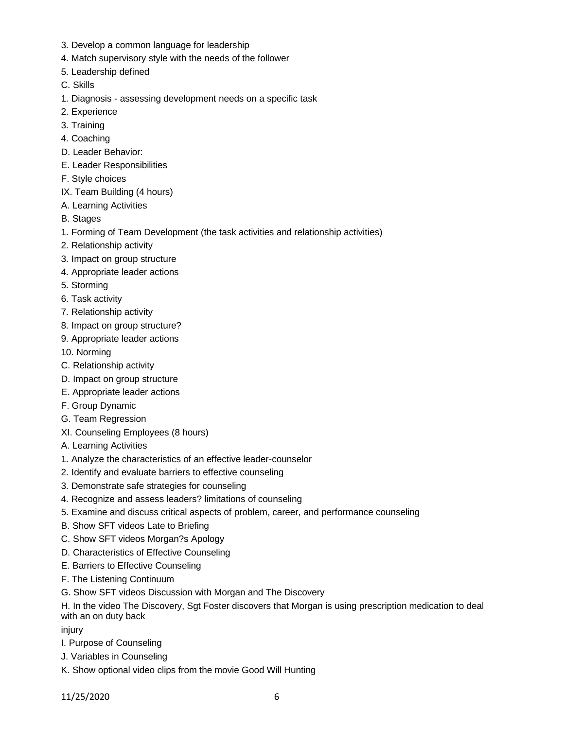3. Develop a common language for leadership
4. Match supervisory style with the needs of the follower
5. Leadership defined

C. Skills

1. Diagnosis - assessing development needs on a specific task
2. Experience
3. Training
4. Coaching

D. Leader Behavior:

E. Leader Responsibilities

F. Style choices

IX. Team Building (4 hours)

A. Learning Activities

B. Stages

1. Forming of Team Development (the task activities and relationship activities)
2. Relationship activity
3. Impact on group structure
4. Appropriate leader actions
5. Storming
6. Task activity
7. Relationship activity
8. Impact on group structure?
9. Appropriate leader actions
10. Norming

C. Relationship activity

D. Impact on group structure

E. Appropriate leader actions

F. Group Dynamic

G. Team Regression

XI. Counseling Employees (8 hours)

A. Learning Activities

1. Analyze the characteristics of an effective leader-counselor
2. Identify and evaluate barriers to effective counseling
3. Demonstrate safe strategies for counseling
4. Recognize and assess leaders? limitations of counseling
5. Examine and discuss critical aspects of problem, career, and performance counseling

B. Show SFT videos Late to Briefing

C. Show SFT videos Morgan?s Apology

D. Characteristics of Effective Counseling

E. Barriers to Effective Counseling

F. The Listening Continuum

G. Show SFT videos Discussion with Morgan and The Discovery

H. In the video The Discovery, Sgt Foster discovers that Morgan is using prescription medication to deal with an on duty back injury

I. Purpose of Counseling

J. Variables in Counseling

K. Show optional video clips from the movie Good Will Hunting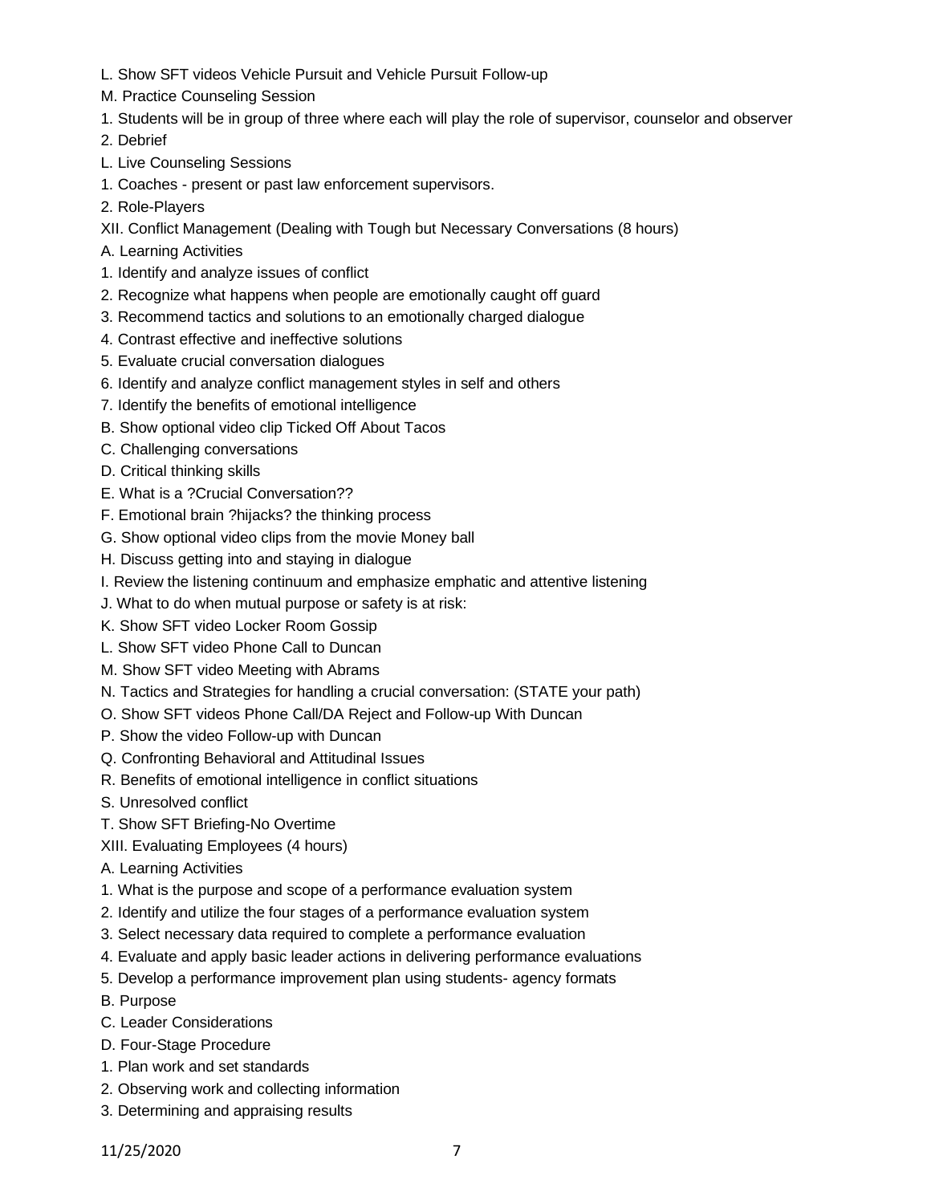L. Show SFT videos Vehicle Pursuit and Vehicle Pursuit Follow-up

M. Practice Counseling Session

1. Students will be in group of three where each will play the role of supervisor, counselor and observer
2. Debrief

L. Live Counseling Sessions

1. Coaches - present or past law enforcement supervisors.
2. Role-Players

XII. Conflict Management (Dealing with Tough but Necessary Conversations (8 hours)

A. Learning Activities

1. Identify and analyze issues of conflict
2. Recognize what happens when people are emotionally caught off guard
3. Recommend tactics and solutions to an emotionally charged dialogue
4. Contrast effective and ineffective solutions
5. Evaluate crucial conversation dialogues
6. Identify and analyze conflict management styles in self and others
7. Identify the benefits of emotional intelligence

B. Show optional video clip Ticked Off About Tacos

C. Challenging conversations

D. Critical thinking skills

E. What is a ?Crucial Conversation??

F. Emotional brain ?hijacks? the thinking process

G. Show optional video clips from the movie Money ball

H. Discuss getting into and staying in dialogue

I. Review the listening continuum and emphasize emphatic and attentive listening

J. What to do when mutual purpose or safety is at risk:

K. Show SFT video Locker Room Gossip

L. Show SFT video Phone Call to Duncan

M. Show SFT video Meeting with Abrams

N. Tactics and Strategies for handling a crucial conversation: (STATE your path)

O. Show SFT videos Phone Call/DA Reject and Follow-up With Duncan

P. Show the video Follow-up with Duncan

Q. Confronting Behavioral and Attitudinal Issues

R. Benefits of emotional intelligence in conflict situations

S. Unresolved conflict

T. Show SFT Briefing-No Overtime

XIII. Evaluating Employees (4 hours)

A. Learning Activities

1. What is the purpose and scope of a performance evaluation system
2. Identify and utilize the four stages of a performance evaluation system
3. Select necessary data required to complete a performance evaluation
4. Evaluate and apply basic leader actions in delivering performance evaluations
5. Develop a performance improvement plan using students- agency formats

B. Purpose

C. Leader Considerations

D. Four-Stage Procedure

1. Plan work and set standards
2. Observing work and collecting information
3. Determining and appraising results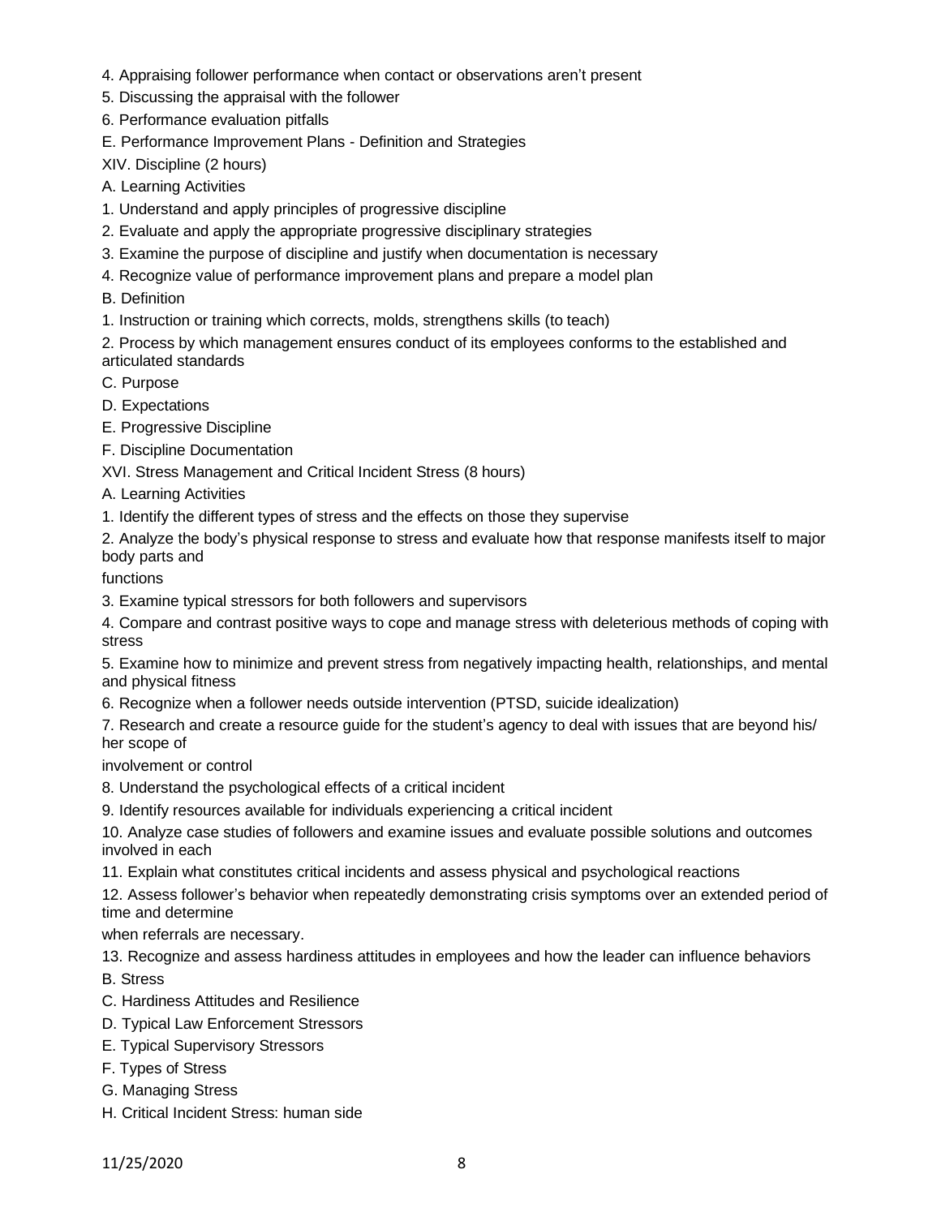4. Appraising follower performance when contact or observations aren't present

5. Discussing the appraisal with the follower

6. Performance evaluation pitfalls

E. Performance Improvement Plans - Definition and Strategies

XIV. Discipline (2 hours)

A. Learning Activities

1. Understand and apply principles of progressive discipline

2. Evaluate and apply the appropriate progressive disciplinary strategies

3. Examine the purpose of discipline and justify when documentation is necessary

4. Recognize value of performance improvement plans and prepare a model plan

B. Definition

1. Instruction or training which corrects, molds, strengthens skills (to teach)

2. Process by which management ensures conduct of its employees conforms to the established and articulated standards

C. Purpose

D. Expectations

E. Progressive Discipline

F. Discipline Documentation

XVI. Stress Management and Critical Incident Stress (8 hours)

A. Learning Activities

1. Identify the different types of stress and the effects on those they supervise

2. Analyze the body's physical response to stress and evaluate how that response manifests itself to major body parts and functions

3. Examine typical stressors for both followers and supervisors

4. Compare and contrast positive ways to cope and manage stress with deleterious methods of coping with stress

5. Examine how to minimize and prevent stress from negatively impacting health, relationships, and mental and physical fitness

6. Recognize when a follower needs outside intervention (PTSD, suicide idealization)

7. Research and create a resource guide for the student's agency to deal with issues that are beyond his/ her scope of involvement or control

8. Understand the psychological effects of a critical incident

9. Identify resources available for individuals experiencing a critical incident

10. Analyze case studies of followers and examine issues and evaluate possible solutions and outcomes involved in each

11. Explain what constitutes critical incidents and assess physical and psychological reactions

12. Assess follower's behavior when repeatedly demonstrating crisis symptoms over an extended period of time and determine when referrals are necessary.

13. Recognize and assess hardiness attitudes in employees and how the leader can influence behaviors

B. Stress

C. Hardiness Attitudes and Resilience

D. Typical Law Enforcement Stressors

E. Typical Supervisory Stressors

F. Types of Stress

G. Managing Stress

H. Critical Incident Stress: human side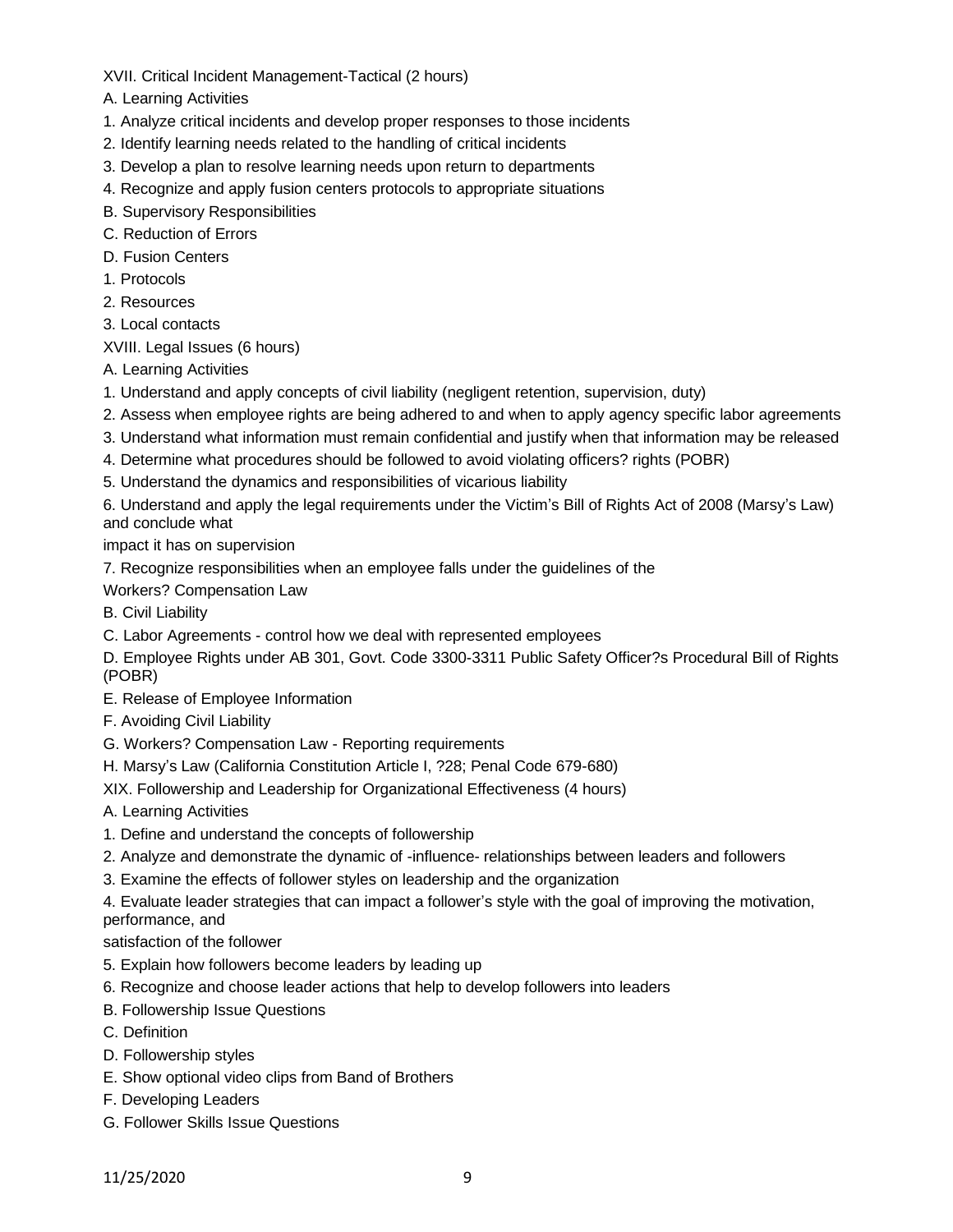XVII. Critical Incident Management-Tactical (2 hours)

A. Learning Activities

1. Analyze critical incidents and develop proper responses to those incidents
2. Identify learning needs related to the handling of critical incidents
3. Develop a plan to resolve learning needs upon return to departments
4. Recognize and apply fusion centers protocols to appropriate situations

B. Supervisory Responsibilities

C. Reduction of Errors

D. Fusion Centers

1. Protocols
2. Resources
3. Local contacts

XVIII. Legal Issues (6 hours)

A. Learning Activities

1. Understand and apply concepts of civil liability (negligent retention, supervision, duty)
2. Assess when employee rights are being adhered to and when to apply agency specific labor agreements
3. Understand what information must remain confidential and justify when that information may be released
4. Determine what procedures should be followed to avoid violating officers? rights (POBR)
5. Understand the dynamics and responsibilities of vicarious liability
6. Understand and apply the legal requirements under the Victim's Bill of Rights Act of 2008 (Marsy's Law) and conclude what

impact it has on supervision

7. Recognize responsibilities when an employee falls under the guidelines of the

Workers? Compensation Law

B. Civil Liability

C. Labor Agreements - control how we deal with represented employees

D. Employee Rights under AB 301, Govt. Code 3300-3311 Public Safety Officer?s Procedural Bill of Rights (POBR)

E. Release of Employee Information

F. Avoiding Civil Liability

G. Workers? Compensation Law - Reporting requirements

H. Marsy's Law (California Constitution Article I, ?28; Penal Code 679-680)

XIX. Followership and Leadership for Organizational Effectiveness (4 hours)

A. Learning Activities

1. Define and understand the concepts of followership
2. Analyze and demonstrate the dynamic of -influence- relationships between leaders and followers
3. Examine the effects of follower styles on leadership and the organization
4. Evaluate leader strategies that can impact a follower's style with the goal of improving the motivation, performance, and

satisfaction of the follower

5. Explain how followers become leaders by leading up
6. Recognize and choose leader actions that help to develop followers into leaders

B. Followership Issue Questions

C. Definition

D. Followership styles

E. Show optional video clips from Band of Brothers

F. Developing Leaders

G. Follower Skills Issue Questions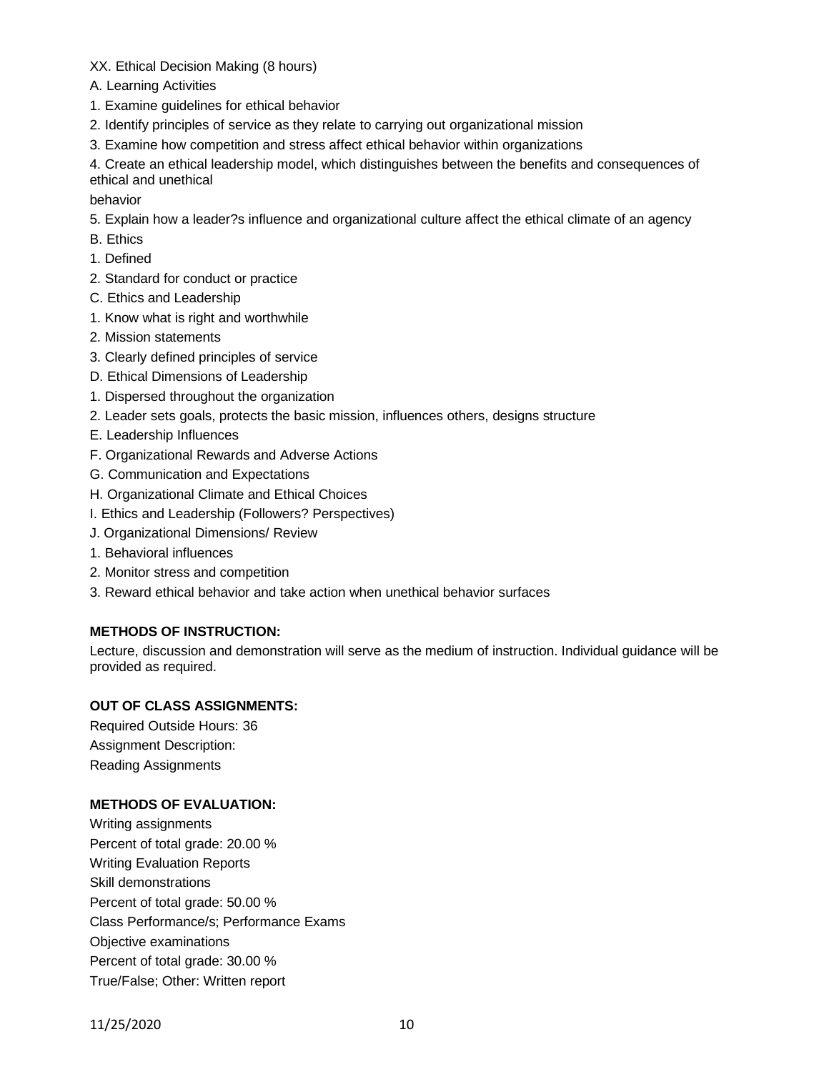XX. Ethical Decision Making (8 hours)

A. Learning Activities

1. Examine guidelines for ethical behavior
2. Identify principles of service as they relate to carrying out organizational mission
3. Examine how competition and stress affect ethical behavior within organizations
4. Create an ethical leadership model, which distinguishes between the benefits and consequences of ethical and unethical behavior
5. Explain how a leader?s influence and organizational culture affect the ethical climate of an agency

B. Ethics

1. Defined
2. Standard for conduct or practice

C. Ethics and Leadership

1. Know what is right and worthwhile
2. Mission statements
3. Clearly defined principles of service

D. Ethical Dimensions of Leadership

1. Dispersed throughout the organization
2. Leader sets goals, protects the basic mission, influences others, designs structure

E. Leadership Influences

F. Organizational Rewards and Adverse Actions

G. Communication and Expectations

H. Organizational Climate and Ethical Choices

I. Ethics and Leadership (Followers? Perspectives)

J. Organizational Dimensions/ Review

1. Behavioral influences
2. Monitor stress and competition
3. Reward ethical behavior and take action when unethical behavior surfaces

**METHODS OF INSTRUCTION:**

Lecture, discussion and demonstration will serve as the medium of instruction. Individual guidance will be provided as required.

**OUT OF CLASS ASSIGNMENTS:**

Required Outside Hours: 36

Assignment Description:

Reading Assignments

**METHODS OF EVALUATION:**

Writing assignments

Percent of total grade: 20.00 %

Writing Evaluation Reports

Skill demonstrations

Percent of total grade: 50.00 %

Class Performance/s; Performance Exams

Objective examinations

Percent of total grade: 30.00 %

True/False; Other: Written report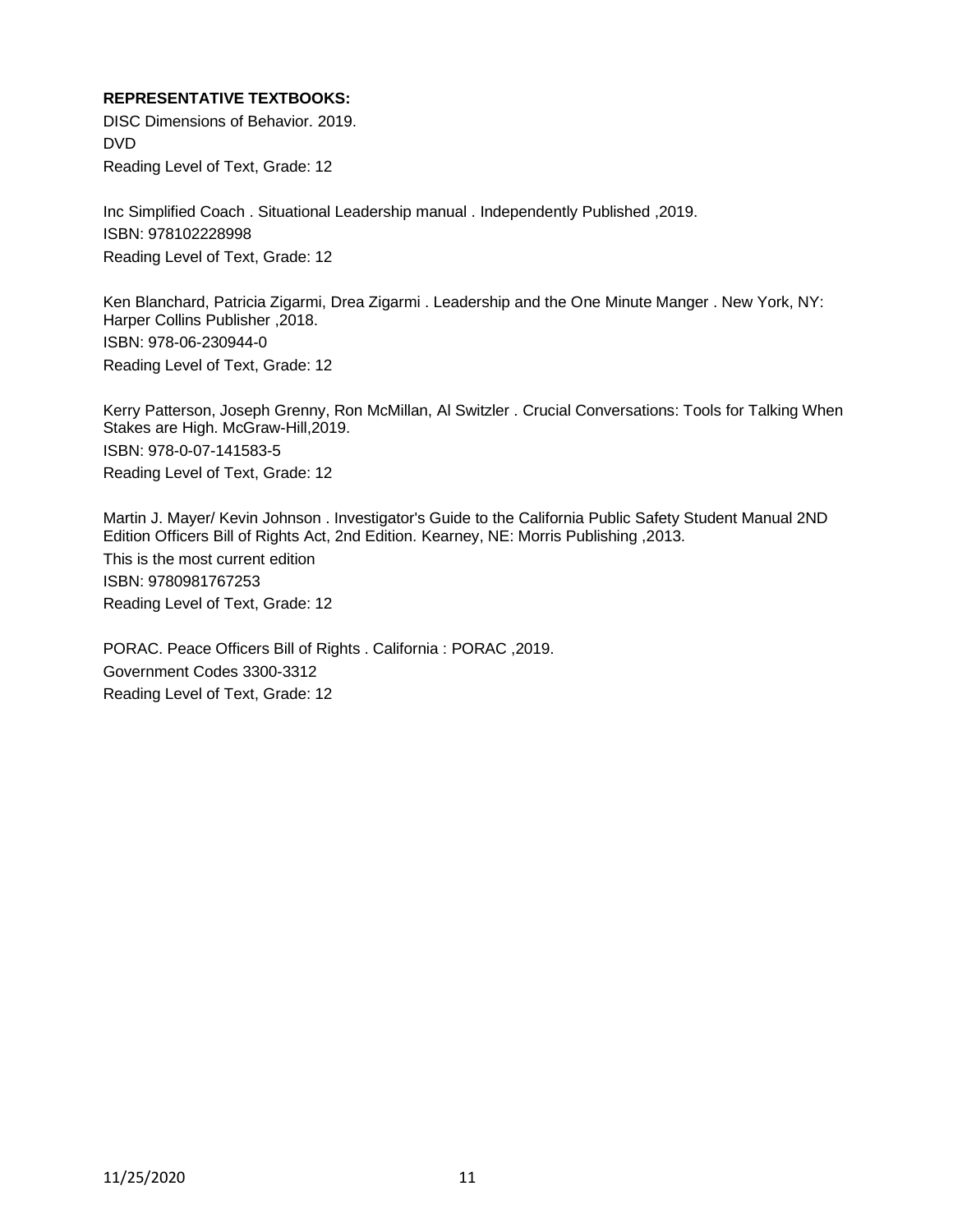**REPRESENTATIVE TEXTBOOKS:**

DISC Dimensions of Behavior. 2019.
DVD
Reading Level of Text, Grade: 12

Inc Simplified Coach . Situational Leadership manual . Independently Published ,2019.
ISBN: 978102228998
Reading Level of Text, Grade: 12

Ken Blanchard, Patricia Zigarmi, Drea Zigarmi . Leadership and the One Minute Manger . New York, NY: Harper Collins Publisher ,2018.
ISBN: 978-06-230944-0
Reading Level of Text, Grade: 12

Kerry Patterson, Joseph Grenny, Ron McMillan, Al Switzler . Crucial Conversations: Tools for Talking When Stakes are High. McGraw-Hill,2019.
ISBN: 978-0-07-141583-5
Reading Level of Text, Grade: 12

Martin J. Mayer/ Kevin Johnson . Investigator's Guide to the California Public Safety Student Manual 2ND Edition Officers Bill of Rights Act, 2nd Edition. Kearney, NE: Morris Publishing ,2013.
This is the most current edition
ISBN: 9780981767253
Reading Level of Text, Grade: 12

PORAC. Peace Officers Bill of Rights . California : PORAC ,2019.
Government Codes 3300-3312
Reading Level of Text, Grade: 12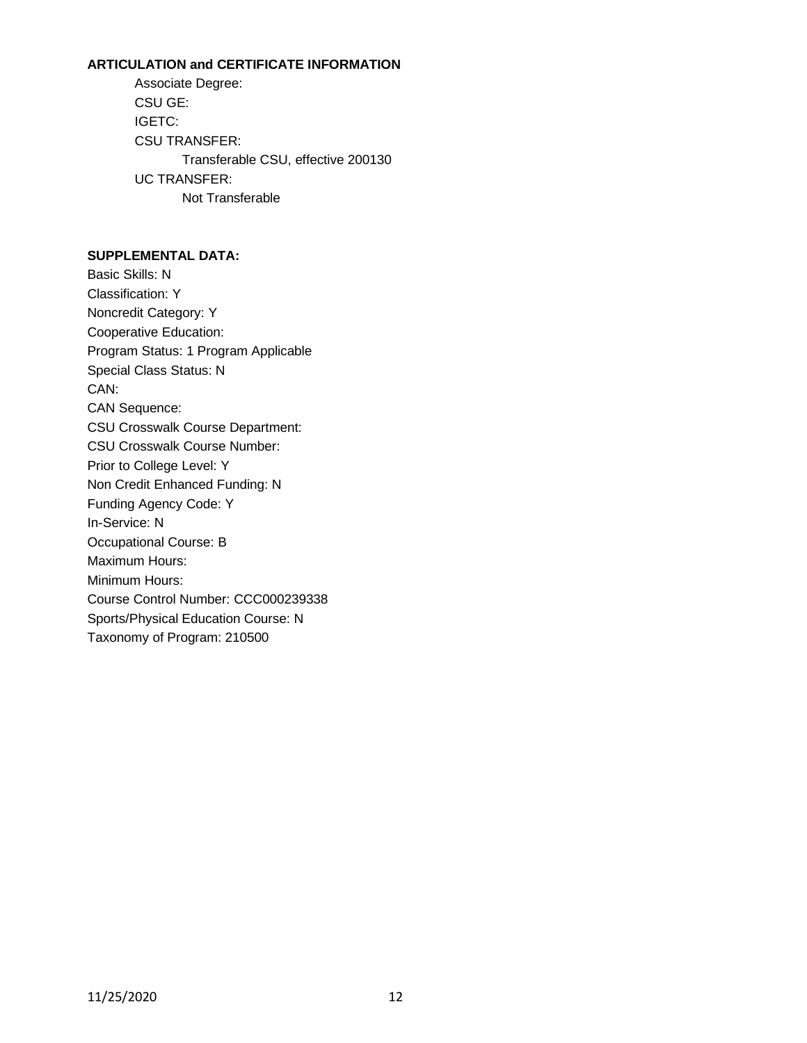**ARTICULATION and CERTIFICATE INFORMATION**

Associate Degree:

CSU GE:

IGETC:

CSU TRANSFER:

Transferable CSU, effective 200130

UC TRANSFER:

Not Transferable

**SUPPLEMENTAL DATA:**

Basic Skills: N

Classification: Y

Noncredit Category: Y

Cooperative Education:

Program Status: 1 Program Applicable

Special Class Status: N

CAN:

CAN Sequence:

CSU Crosswalk Course Department:

CSU Crosswalk Course Number:

Prior to College Level: Y

Non Credit Enhanced Funding: N

Funding Agency Code: Y

In-Service: N

Occupational Course: B

Maximum Hours:

Minimum Hours:

Course Control Number: CCC000239338

Sports/Physical Education Course: N

Taxonomy of Program: 210500